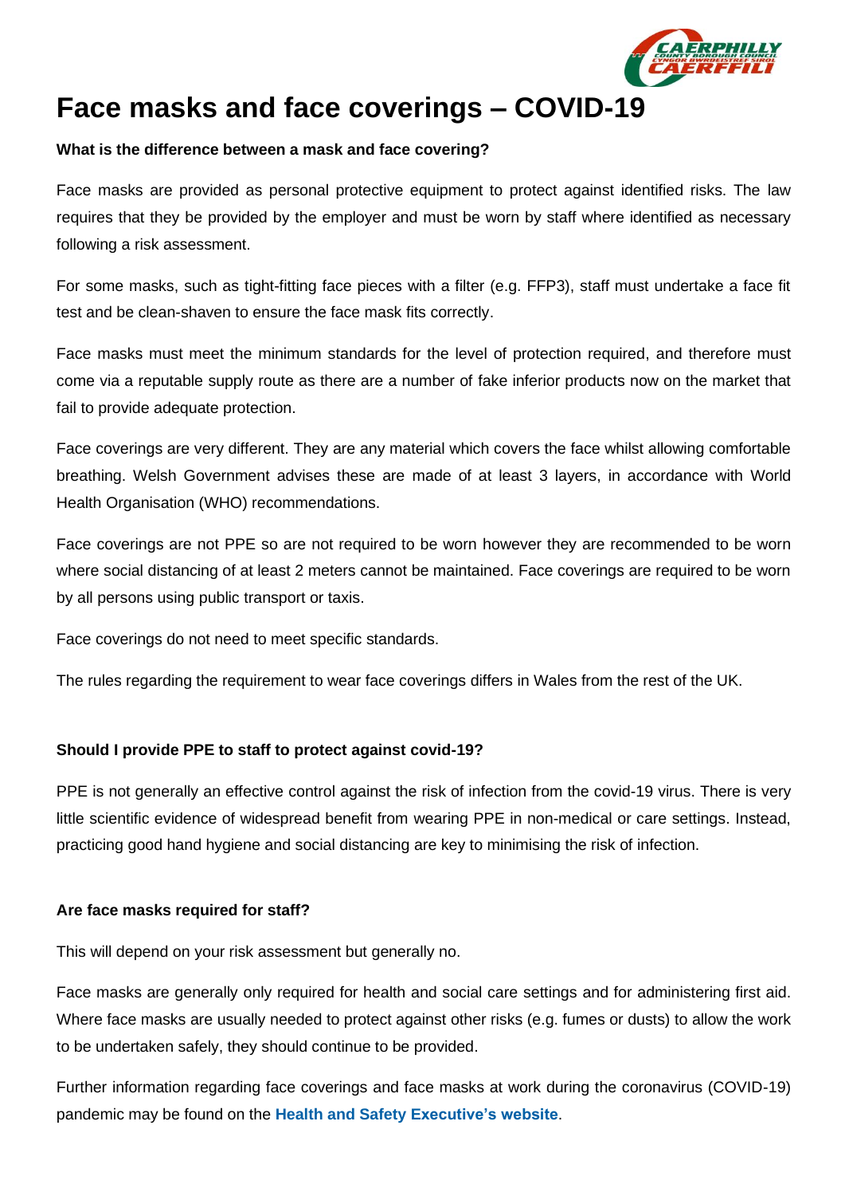# Face masks and face coverings – COVID-19

**What is the difference between a mask and face covering?**

Face masks are provided as personal protective equipment to protect against identified risks. The law requires that they be provided by the employer and must be worn by staff where identified as necessary following a risk assessment.

For some masks, such as tight-fitting face pieces with a filter (e.g. FFP3), staff must undertake a face fit test and be clean-shaven to ensure the face mask fits correctly.

Face masks must meet the minimum standards for the level of protection required, and therefore must come via a reputable supply route as there are a number of fake inferior products now on the market that fail to provide adequate protection.

Face coverings are very different. They are any material which covers the face whilst allowing comfortable breathing. Welsh Government advises these are made of at least 3 layers, in accordance with World Health Organisation (WHO) recommendations.

Face coverings are not PPE so are not required to be worn however they are recommended to be worn where social distancing of at least 2 meters cannot be maintained. Face coverings are required to be worn by all persons using public transport or taxis.

Face coverings do not need to meet specific standards.

The rules regarding the requirement to wear face coverings differs in Wales from the rest of the UK.

**Should I provide PPE to staff to protect against covid-19?**

PPE is not generally an effective control against the risk of infection from the covid-19 virus. There is very little scientific evidence of widespread benefit from wearing PPE in non-medical or care settings. Instead, practicing good hand hygiene and social distancing are key to minimising the risk of infection.

**Are face masks required for staff?**

This will depend on your risk assessment but generally no.

Face masks are generally only required for health and social care settings and for administering first aid. Where face masks are usually needed to protect against other risks (e.g. fumes or dusts) to allow the work to be undertaken safely, they should continue to be provided.

Further information regarding face coverings and face masks at work during the coronavirus (COVID-19) pandemic may be found on the **Health and Safety Executive's website**.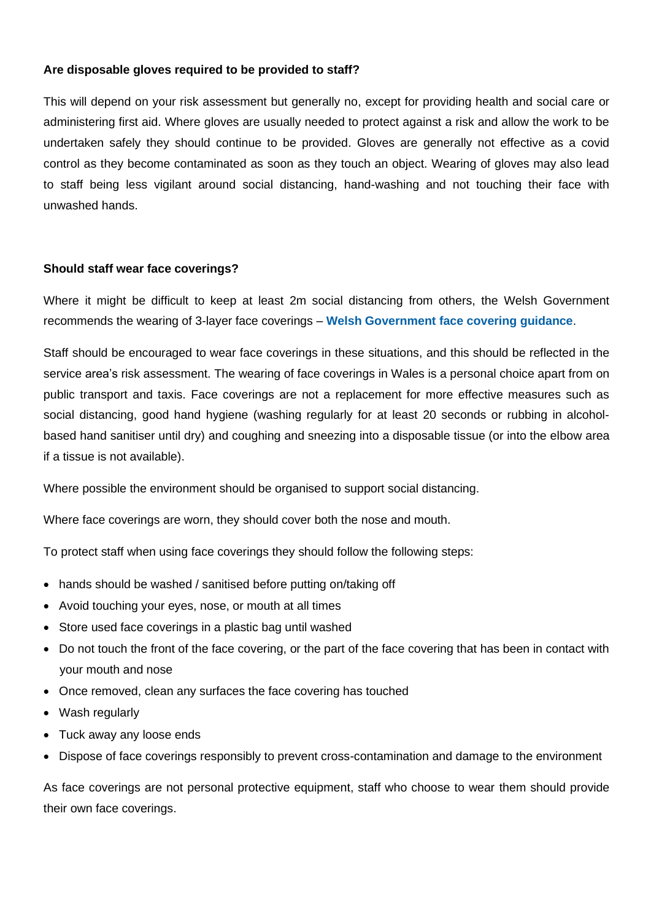**Are disposable gloves required to be provided to staff?**

This will depend on your risk assessment but generally no, except for providing health and social care or administering first aid. Where gloves are usually needed to protect against a risk and allow the work to be undertaken safely they should continue to be provided. Gloves are generally not effective as a covid control as they become contaminated as soon as they touch an object. Wearing of gloves may also lead to staff being less vigilant around social distancing, hand-washing and not touching their face with unwashed hands.

**Should staff wear face coverings?**

Where it might be difficult to keep at least 2m social distancing from others, the Welsh Government recommends the wearing of 3-layer face coverings – **Welsh Government face covering guidance**.

Staff should be encouraged to wear face coverings in these situations, and this should be reflected in the service area's risk assessment. The wearing of face coverings in Wales is a personal choice apart from on public transport and taxis. Face coverings are not a replacement for more effective measures such as social distancing, good hand hygiene (washing regularly for at least 20 seconds or rubbing in alcohol-based hand sanitiser until dry) and coughing and sneezing into a disposable tissue (or into the elbow area if a tissue is not available).

Where possible the environment should be organised to support social distancing.

Where face coverings are worn, they should cover both the nose and mouth.

To protect staff when using face coverings they should follow the following steps:

- hands should be washed / sanitised before putting on/taking off
- Avoid touching your eyes, nose, or mouth at all times
- Store used face coverings in a plastic bag until washed
- Do not touch the front of the face covering, or the part of the face covering that has been in contact with your mouth and nose
- Once removed, clean any surfaces the face covering has touched
- Wash regularly
- Tuck away any loose ends
- Dispose of face coverings responsibly to prevent cross-contamination and damage to the environment

As face coverings are not personal protective equipment, staff who choose to wear them should provide their own face coverings.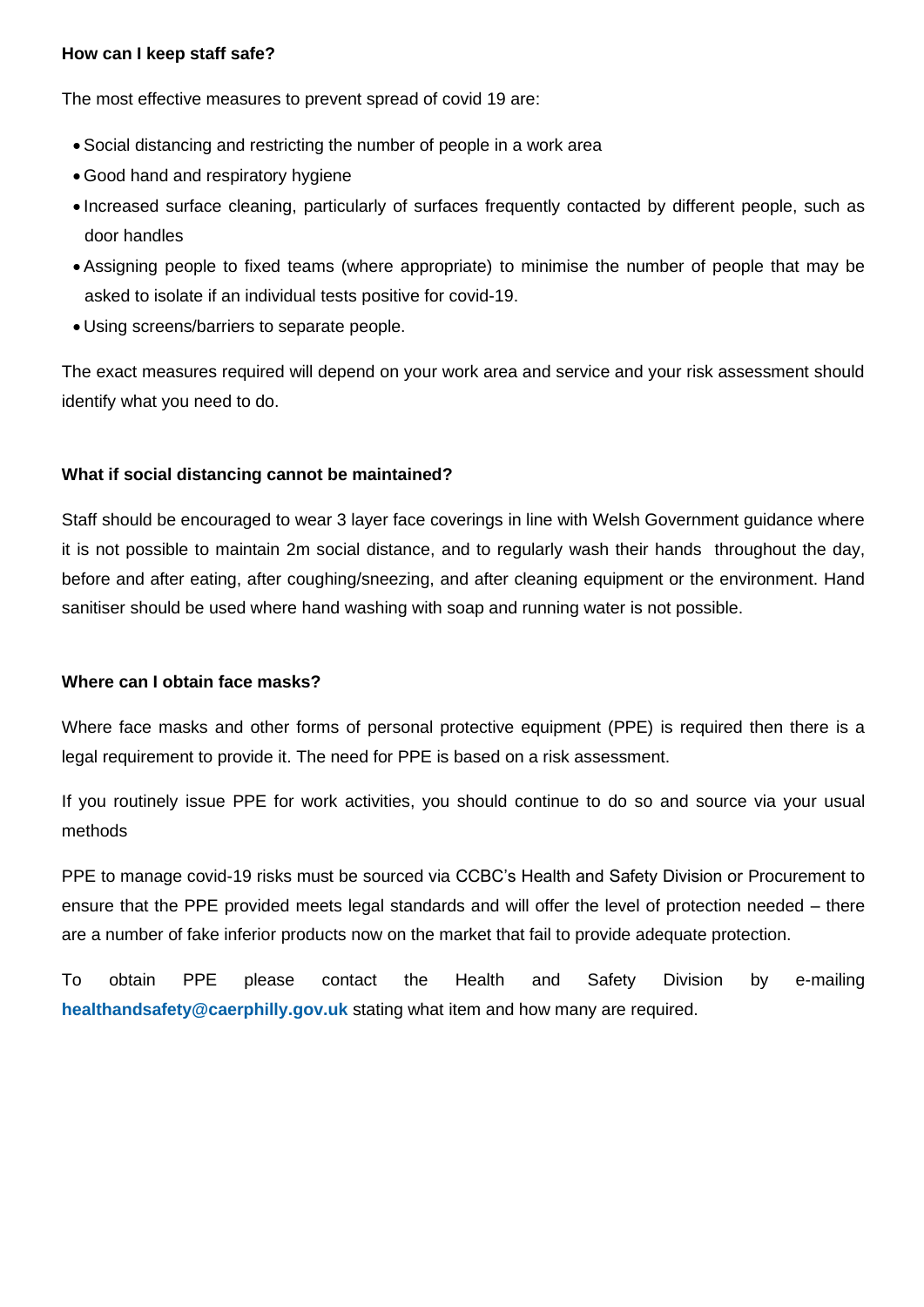**How can I keep staff safe?**

The most effective measures to prevent spread of covid 19 are:

- Social distancing and restricting the number of people in a work area
- Good hand and respiratory hygiene
- Increased surface cleaning, particularly of surfaces frequently contacted by different people, such as door handles
- Assigning people to fixed teams (where appropriate) to minimise the number of people that may be asked to isolate if an individual tests positive for covid-19.
- Using screens/barriers to separate people.

The exact measures required will depend on your work area and service and your risk assessment should identify what you need to do.

**What if social distancing cannot be maintained?**

Staff should be encouraged to wear 3 layer face coverings in line with Welsh Government guidance where it is not possible to maintain 2m social distance, and to regularly wash their hands throughout the day, before and after eating, after coughing/sneezing, and after cleaning equipment or the environment. Hand sanitiser should be used where hand washing with soap and running water is not possible.

**Where can I obtain face masks?**

Where face masks and other forms of personal protective equipment (PPE) is required then there is a legal requirement to provide it. The need for PPE is based on a risk assessment.

If you routinely issue PPE for work activities, you should continue to do so and source via your usual methods

PPE to manage covid-19 risks must be sourced via CCBC's Health and Safety Division or Procurement to ensure that the PPE provided meets legal standards and will offer the level of protection needed – there are a number of fake inferior products now on the market that fail to provide adequate protection.

To obtain PPE please contact the Health and Safety Division by e-mailing **healthandsafety@caerphilly.gov.uk** stating what item and how many are required.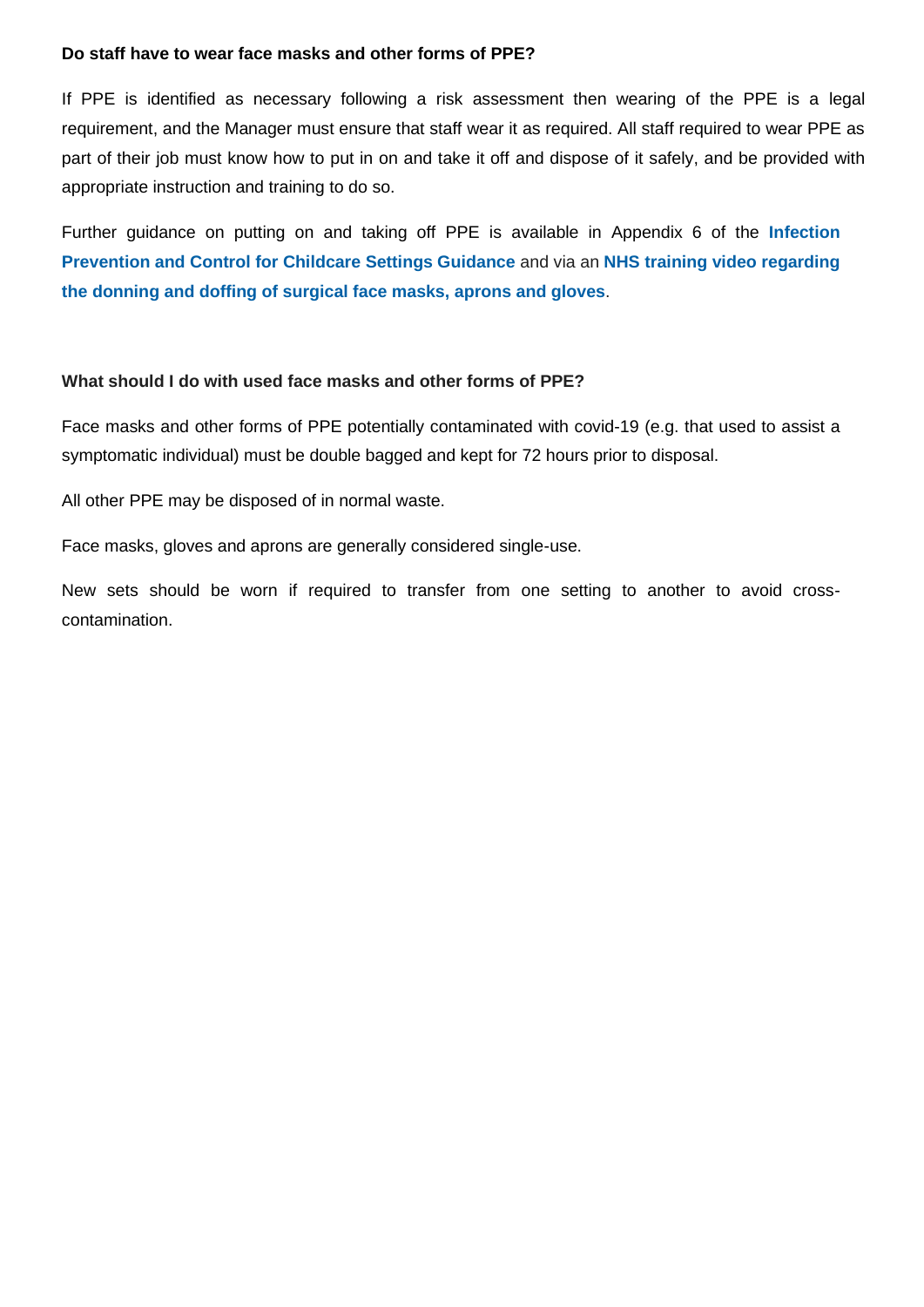**Do staff have to wear face masks and other forms of PPE?**

If PPE is identified as necessary following a risk assessment then wearing of the PPE is a legal requirement, and the Manager must ensure that staff wear it as required. All staff required to wear PPE as part of their job must know how to put in on and take it off and dispose of it safely, and be provided with appropriate instruction and training to do so.

Further guidance on putting on and taking off PPE is available in Appendix 6 of the **Infection Prevention and Control for Childcare Settings Guidance** and via an **NHS training video regarding the donning and doffing of surgical face masks, aprons and gloves**.

**What should I do with used face masks and other forms of PPE?**

Face masks and other forms of PPE potentially contaminated with covid-19 (e.g. that used to assist a symptomatic individual) must be double bagged and kept for 72 hours prior to disposal.

All other PPE may be disposed of in normal waste.

Face masks, gloves and aprons are generally considered single-use.

New sets should be worn if required to transfer from one setting to another to avoid cross-contamination.